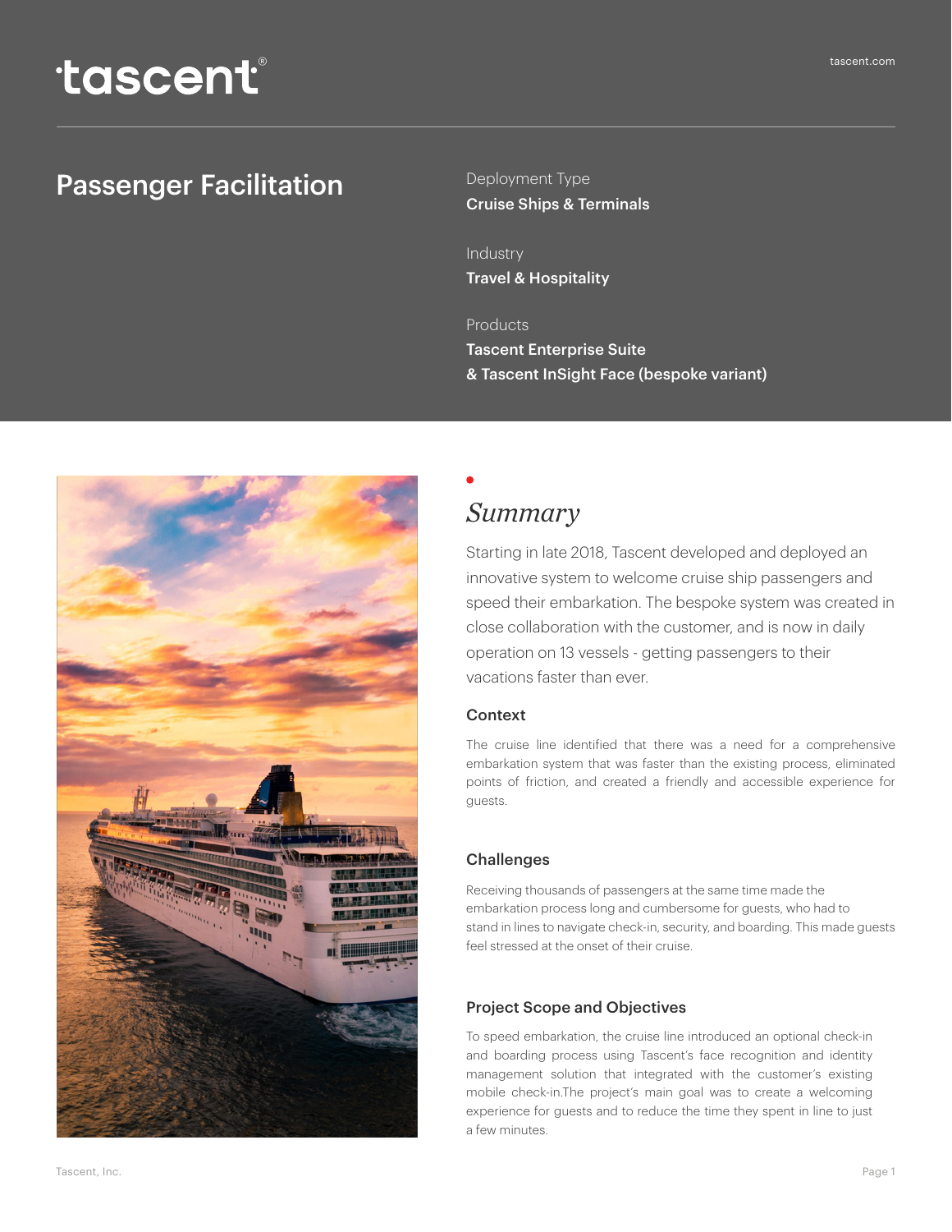tascent®

tascent.com

# Passenger Facilitation

Deployment Type
**Cruise Ships & Terminals**

Industry
**Travel & Hospitality**

Products
**Tascent Enterprise Suite**
**& Tascent InSight Face (bespoke variant)**

## *Summary*

Starting in late 2018, Tascent developed and deployed an innovative system to welcome cruise ship passengers and speed their embarkation. The bespoke system was created in close collaboration with the customer, and is now in daily operation on 13 vessels - getting passengers to their vacations faster than ever.

### Context

The cruise line identified that there was a need for a comprehensive embarkation system that was faster than the existing process, eliminated points of friction, and created a friendly and accessible experience for guests.

### Challenges

Receiving thousands of passengers at the same time made the embarkation process long and cumbersome for guests, who had to stand in lines to navigate check-in, security, and boarding. This made guests feel stressed at the onset of their cruise.

### Project Scope and Objectives

To speed embarkation, the cruise line introduced an optional check-in and boarding process using Tascent's face recognition and identity management solution that integrated with the customer's existing mobile check-in.The project's main goal was to create a welcoming experience for guests and to reduce the time they spent in line to just a few minutes.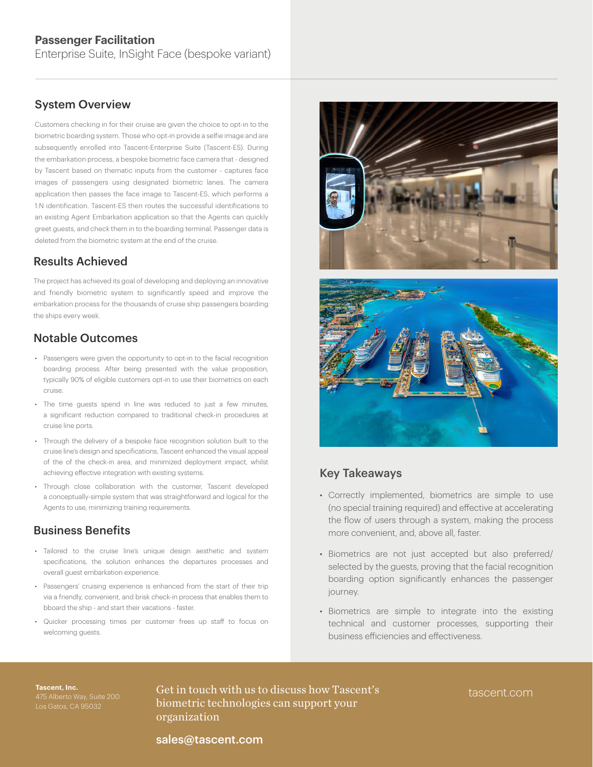**Passenger Facilitation**
Enterprise Suite, InSight Face (bespoke variant)

## System Overview

Customers checking in for their cruise are given the choice to opt-in to the biometric boarding system. Those who opt-in provide a selfie image and are subsequently enrolled into Tascent-Enterprise Suite (Tascent-ES). During the embarkation process, a bespoke biometric face camera that - designed by Tascent based on thematic inputs from the customer - captures face images of passengers using designated biometric lanes. The camera application then passes the face image to Tascent-ES, which performs a 1:N identification. Tascent-ES then routes the successful identifications to an existing Agent Embarkation application so that the Agents can quickly greet guests, and check them in to the boarding terminal. Passenger data is deleted from the biometric system at the end of the cruise.

## Results Achieved

The project has achieved its goal of developing and deploying an innovative and friendly biometric system to significantly speed and improve the embarkation process for the thousands of cruise ship passengers boarding the ships every week.

## Notable Outcomes

- Passengers were given the opportunity to opt-in to the facial recognition boarding process. After being presented with the value proposition, typically 90% of eligible customers opt-in to use their biometrics on each cruise.
- The time guests spend in line was reduced to just a few minutes, a significant reduction compared to traditional check-in procedures at cruise line ports.
- Through the delivery of a bespoke face recognition solution built to the cruise line's design and specifications, Tascent enhanced the visual appeal of the of the check-in area, and minimized deployment impact, whilst achieving effective integration with existing systems.
- Through close collaboration with the customer, Tascent developed a conceptually-simple system that was straightforward and logical for the Agents to use, minimizing training requirements.

## Business Benefits

- Tailored to the cruise line's unique design aesthetic and system specifications, the solution enhances the departures processes and overall guest embarkation experience.
- Passengers' cruising experience is enhanced from the start of their trip via a friendly, convenient, and brisk check-in process that enables them to bboard the ship - and start their vacations - faster.
- Quicker processing times per customer frees up staff to focus on welcoming guests.

## Key Takeaways

- Correctly implemented, biometrics are simple to use (no special training required) and effective at accelerating the flow of users through a system, making the process more convenient, and, above all, faster.
- Biometrics are not just accepted but also preferred/selected by the guests, proving that the facial recognition boarding option significantly enhances the passenger journey.
- Biometrics are simple to integrate into the existing technical and customer processes, supporting their business efficiencies and effectiveness.

**Tascent, Inc.**
475 Alberto Way, Suite 200
Los Gatos, CA 95032

Get in touch with us to discuss how Tascent's biometric technologies can support your organization

**sales@tascent.com**

tascent.com